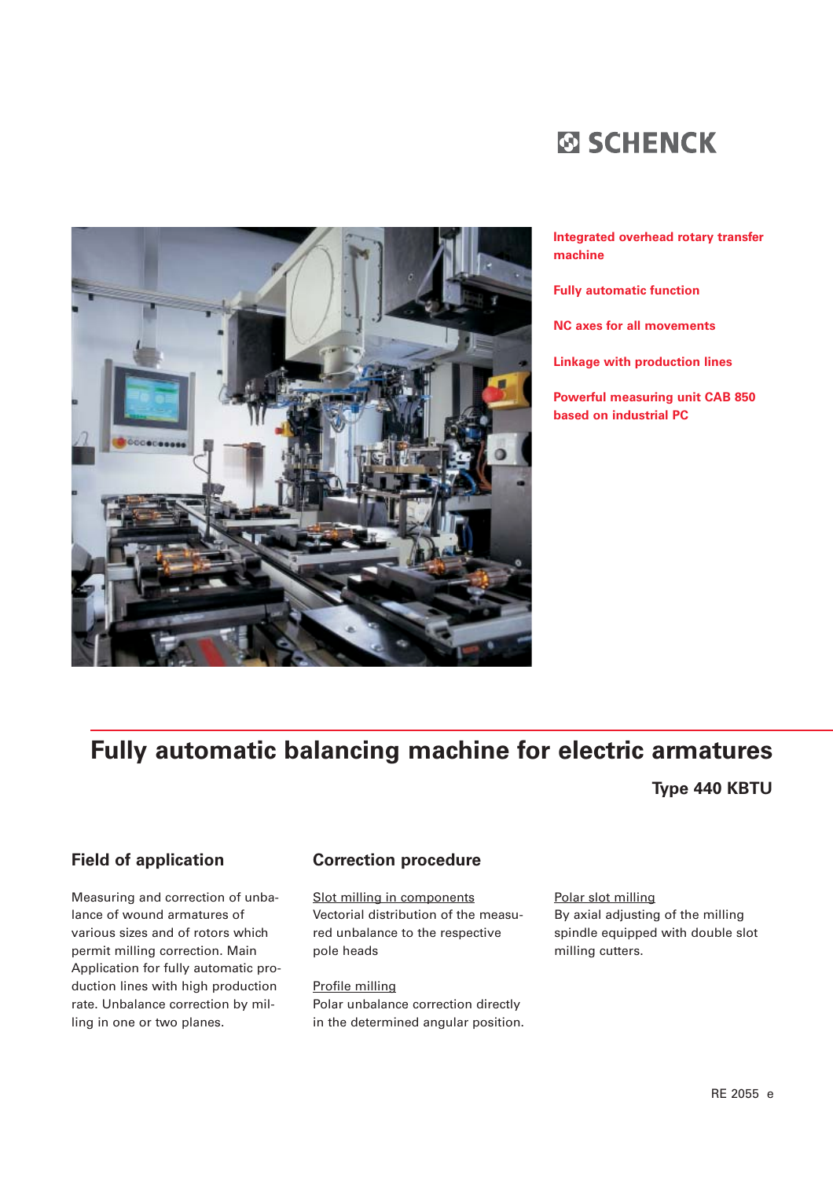SCHENCK

**Integrated overhead rotary transfer machine**

**Fully automatic function**

**NC axes for all movements**

**Linkage with production lines**

**Powerful measuring unit CAB 850 based on industrial PC**

# Fully automatic balancing machine for electric armatures

**Type 440 KBTU**

## Field of application

Measuring and correction of unbalance of wound armatures of various sizes and of rotors which permit milling correction. Main Application for fully automatic production lines with high production rate. Unbalance correction by milling in one or two planes.

## Correction procedure

Slot milling in components
Vectorial distribution of the measured unbalance to the respective pole heads

Profile milling
Polar unbalance correction directly in the determined angular position.

Polar slot milling
By axial adjusting of the milling spindle equipped with double slot milling cutters.

RE 2055 e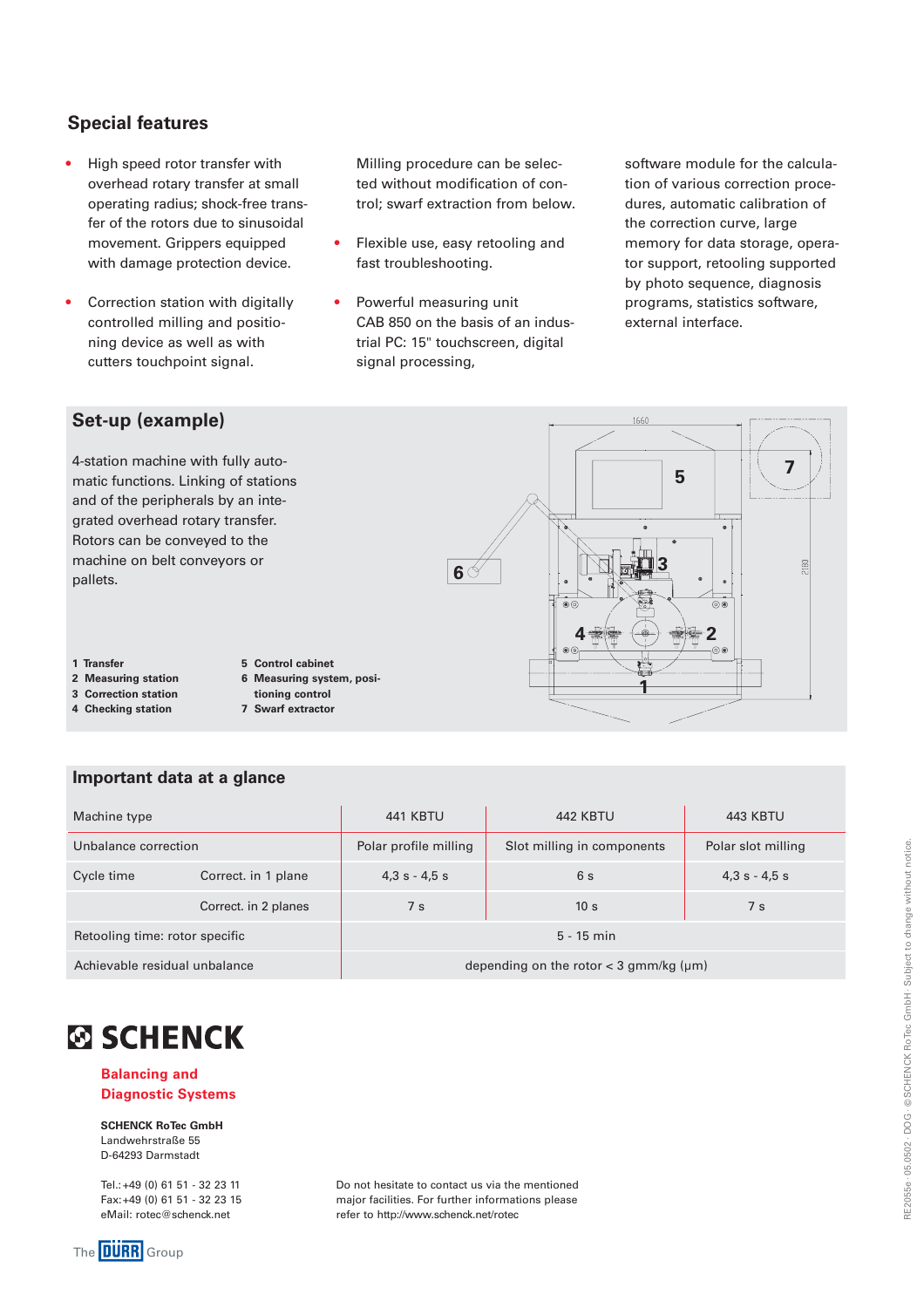## Special features

- High speed rotor transfer with overhead rotary transfer at small operating radius; shock-free transfer of the rotors due to sinusoidal movement. Grippers equipped with damage protection device.
- Correction station with digitally controlled milling and positioning device as well as with cutters touchpoint signal. Milling procedure can be selected without modification of control; swarf extraction from below.
- Flexible use, easy retooling and fast troubleshooting.
- Powerful measuring unit CAB 850 on the basis of an industrial PC: 15" touchscreen, digital signal processing, software module for the calculation of various correction procedures, automatic calibration of the correction curve, large memory for data storage, operator support, retooling supported by photo sequence, diagnosis programs, statistics software, external interface.

## Set-up (example)

4-station machine with fully automatic functions. Linking of stations and of the peripherals by an integrated overhead rotary transfer. Rotors can be conveyed to the machine on belt conveyors or pallets.

**1** Transfer
**2** Measuring station
**3** Correction station
**4** Checking station
**5** Control cabinet
**6** Measuring system, positioning control
**7** Swarf extractor

1660

2180

## Important data at a glance

| Machine type | | 441 KBTU | 442 KBTU | 443 KBTU |
|---|---|---|---|---|
| Unbalance correction | | Polar profile milling | Slot milling in components | Polar slot milling |
| Cycle time | Correct. in 1 plane | 4,3 s - 4,5 s | 6 s | 4,3 s - 4,5 s |
| | Correct. in 2 planes | 7 s | 10 s | 7 s |
| Retooling time: rotor specific | | 5 - 15 min | | |
| Achievable residual unbalance | | depending on the rotor < 3 gmm/kg (µm) | | |

**SCHENCK**

**Balancing and Diagnostic Systems**

**SCHENCK RoTec GmbH**
Landwehrstraße 55
D-64293 Darmstadt

Tel.: +49 (0) 61 51 - 32 23 11
Fax: +49 (0) 61 51 - 32 23 15
eMail: rotec@schenck.net

Do not hesitate to contact us via the mentioned major facilities. For further informations please refer to http://www.schenck.net/rotec

The DÜRR Group

RE2055e · 05.0502 · DOG · © SCHENCK RoTec GmbH · Subject to change without notice.